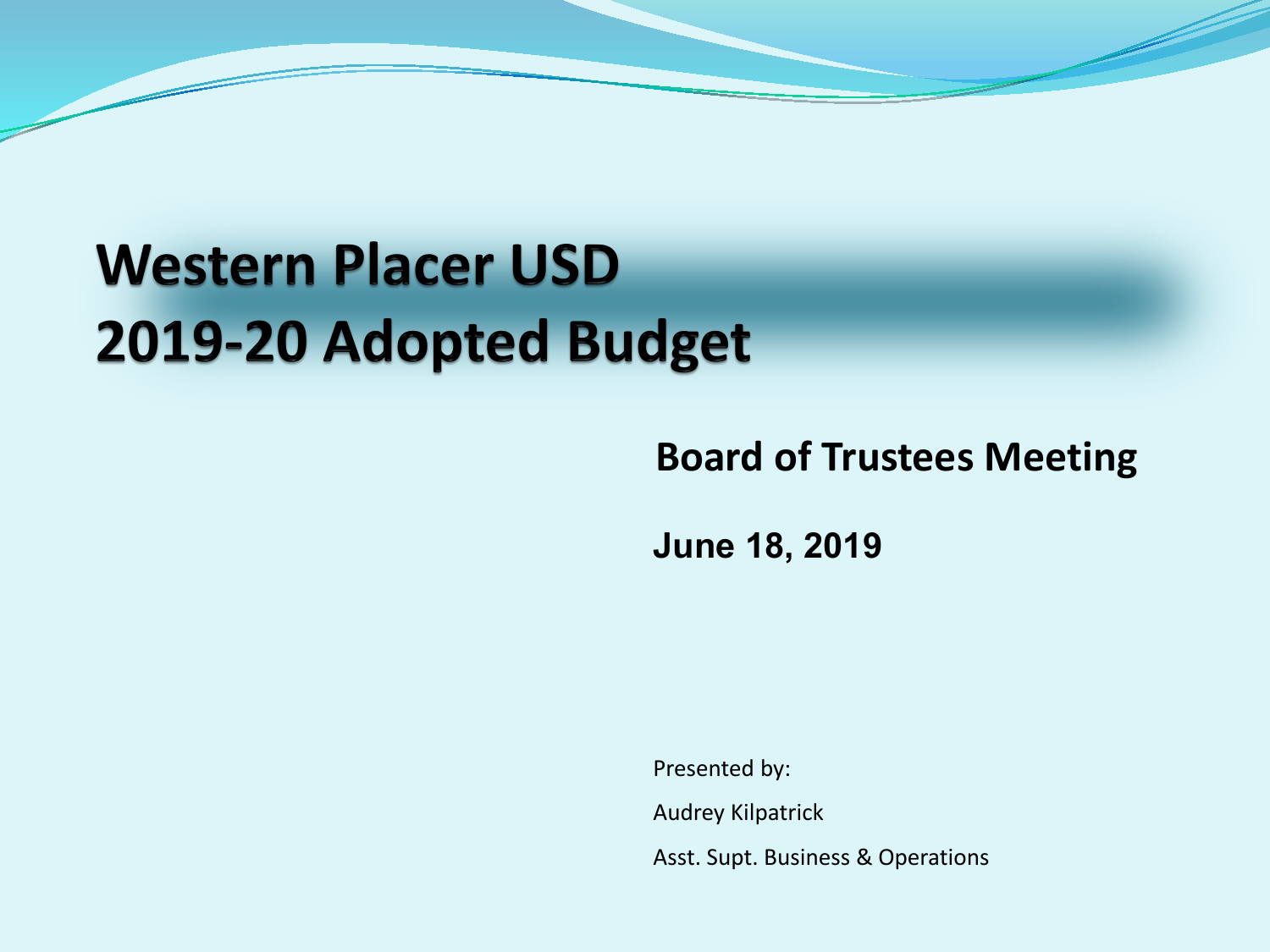# Western Placer USD
# 2019-20 Adopted Budget

**Board of Trustees Meeting**

**June 18, 2019**

Presented by:

Audrey Kilpatrick

Asst. Supt. Business & Operations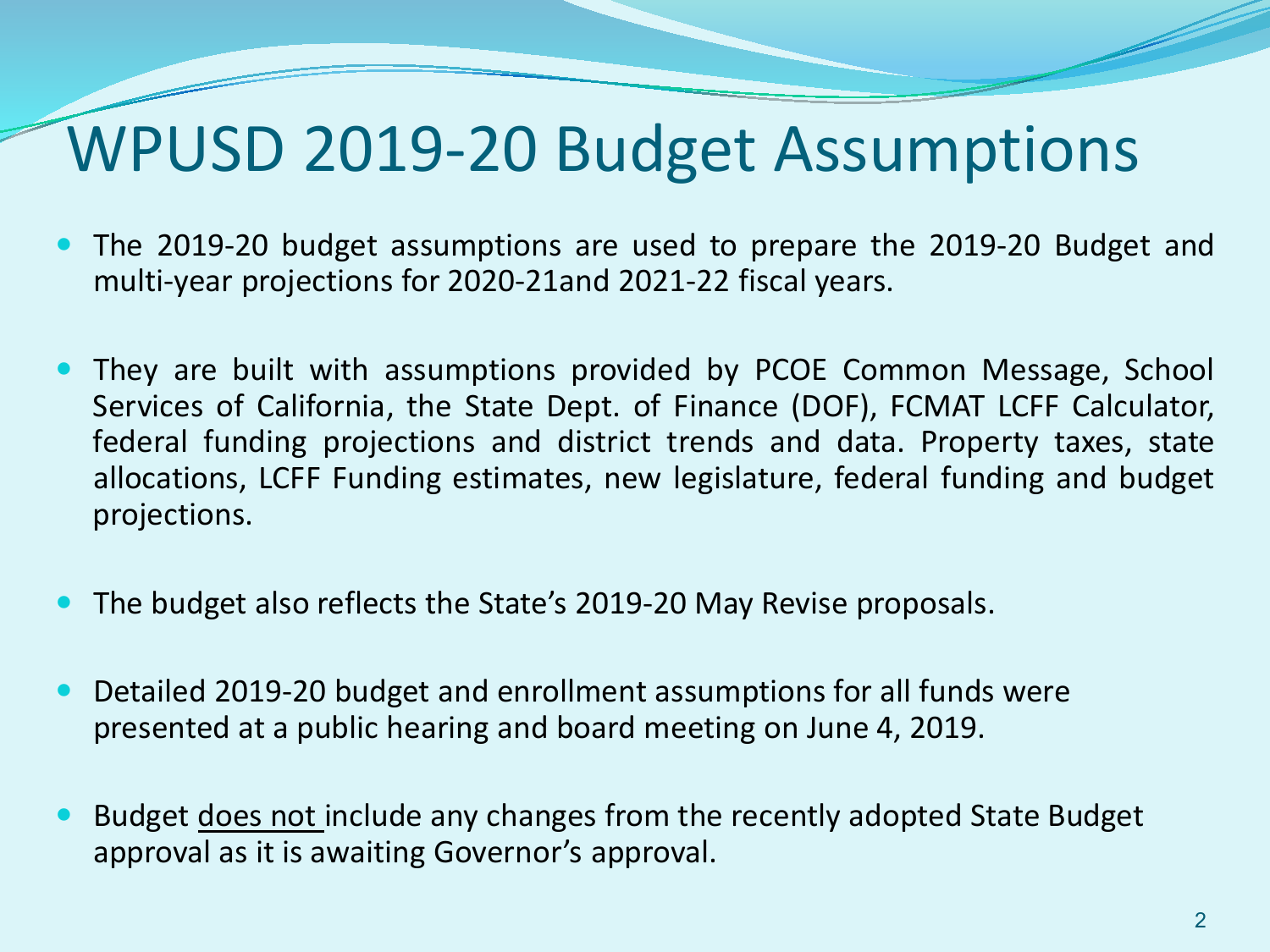# WPUSD 2019-20 Budget Assumptions

- The 2019-20 budget assumptions are used to prepare the 2019-20 Budget and multi-year projections for 2020-21and 2021-22 fiscal years.
- They are built with assumptions provided by PCOE Common Message, School Services of California, the State Dept. of Finance (DOF), FCMAT LCFF Calculator, federal funding projections and district trends and data. Property taxes, state allocations, LCFF Funding estimates, new legislature, federal funding and budget projections.
- The budget also reflects the State's 2019-20 May Revise proposals.
- Detailed 2019-20 budget and enrollment assumptions for all funds were presented at a public hearing and board meeting on June 4, 2019.
- Budget <u>does not</u> include any changes from the recently adopted State Budget approval as it is awaiting Governor's approval.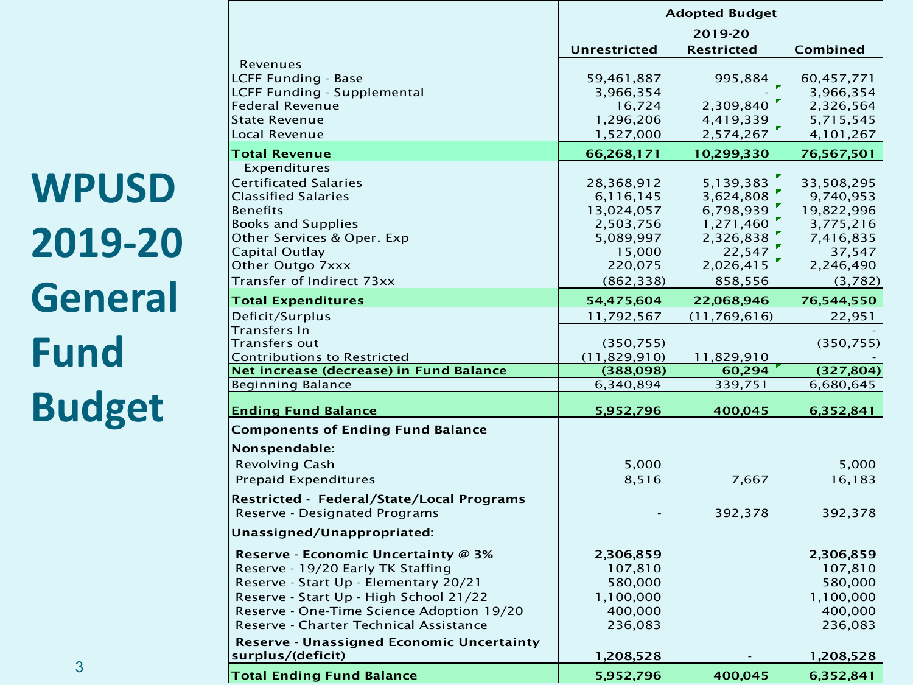# WPUSD 2019-20 General Fund Budget

| | Adopted Budget | | |
|---|---|---|---|
| | | 2019-20 | |
| | Unrestricted | Restricted | Combined |
| Revenues | | | |
| LCFF Funding - Base | 59,461,887 | 995,884 | 60,457,771 |
| LCFF Funding - Supplemental | 3,966,354 | - | 3,966,354 |
| Federal Revenue | 16,724 | 2,309,840 | 2,326,564 |
| State Revenue | 1,296,206 | 4,419,339 | 5,715,545 |
| Local Revenue | 1,527,000 | 2,574,267 | 4,101,267 |
| **Total Revenue** | **66,268,171** | **10,299,330** | **76,567,501** |
| Expenditures | | | |
| Certificated Salaries | 28,368,912 | 5,139,383 | 33,508,295 |
| Classified Salaries | 6,116,145 | 3,624,808 | 9,740,953 |
| Benefits | 13,024,057 | 6,798,939 | 19,822,996 |
| Books and Supplies | 2,503,756 | 1,271,460 | 3,775,216 |
| Other Services & Oper. Exp | 5,089,997 | 2,326,838 | 7,416,835 |
| Capital Outlay | 15,000 | 22,547 | 37,547 |
| Other Outgo 7xxx | 220,075 | 2,026,415 | 2,246,490 |
| Transfer of Indirect 73xx | (862,338) | 858,556 | (3,782) |
| **Total Expenditures** | **54,475,604** | **22,068,946** | **76,544,550** |
| Deficit/Surplus | 11,792,567 | (11,769,616) | 22,951 |
| Transfers In | | | - |
| Transfers out | (350,755) | | (350,755) |
| Contributions to Restricted | (11,829,910) | 11,829,910 | - |
| **Net increase (decrease) in Fund Balance** | **(388,098)** | **60,294** | **(327,804)** |
| Beginning Balance | 6,340,894 | 339,751 | 6,680,645 |
| **Ending Fund Balance** | **5,952,796** | **400,045** | **6,352,841** |
| **Components of Ending Fund Balance** | | | |
| **Nonspendable:** | | | |
| Revolving Cash | 5,000 | | 5,000 |
| Prepaid Expenditures | 8,516 | 7,667 | 16,183 |
| **Restricted - Federal/State/Local Programs** | | | |
| Reserve - Designated Programs | - | 392,378 | 392,378 |
| **Unassigned/Unappropriated:** | | | |
| **Reserve - Economic Uncertainty @ 3%** | **2,306,859** | | **2,306,859** |
| Reserve - 19/20 Early TK Staffing | 107,810 | | 107,810 |
| Reserve - Start Up - Elementary 20/21 | 580,000 | | 580,000 |
| Reserve - Start Up - High School 21/22 | 1,100,000 | | 1,100,000 |
| Reserve - One-Time Science Adoption 19/20 | 400,000 | | 400,000 |
| Reserve - Charter Technical Assistance | 236,083 | | 236,083 |
| **Reserve - Unassigned Economic Uncertainty surplus/(deficit)** | **1,208,528** | - | **1,208,528** |
| **Total Ending Fund Balance** | **5,952,796** | **400,045** | **6,352,841** |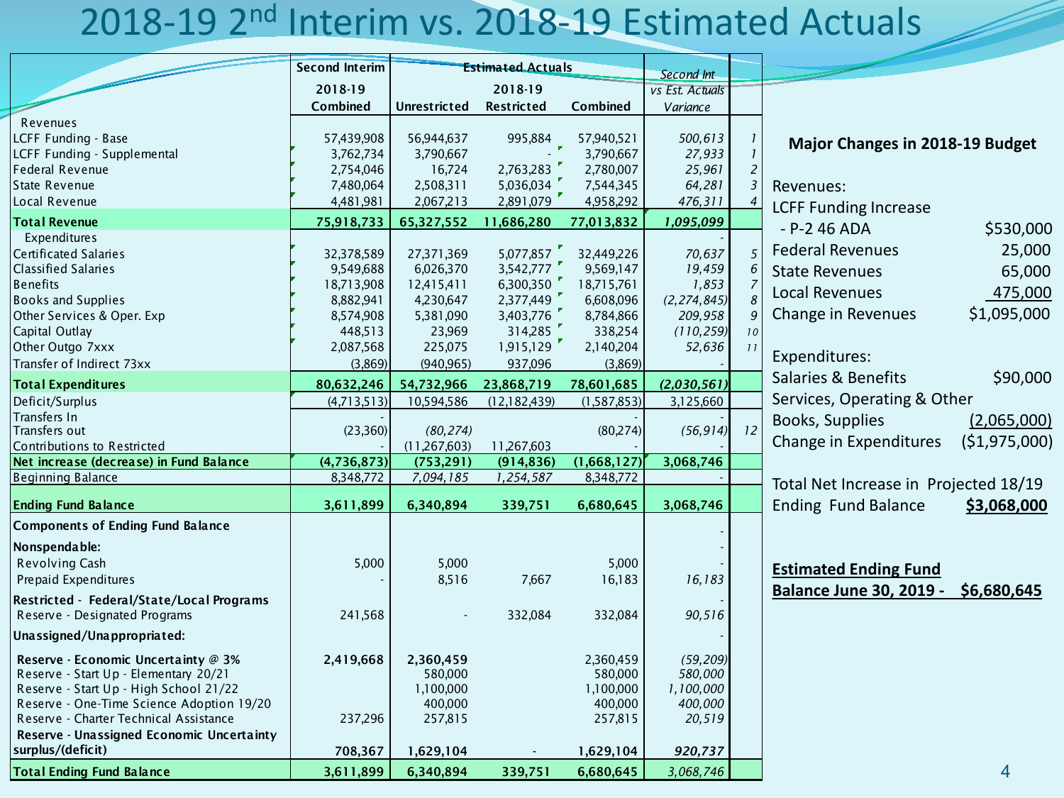# 2018-19 2nd Interim vs. 2018-19 Estimated Actuals

| | Second Interim 2018-19 Combined | Estimated Actuals 2018-19 Unrestricted | Restricted | Combined | Second Int vs Est. Actuals Variance | |
|---|---|---|---|---|---|---|
| Revenues | | | | | | |
| LCFF Funding - Base | 57,439,908 | 56,944,637 | 995,884 | 57,940,521 | *500,613* | *1* |
| LCFF Funding - Supplemental | 3,762,734 | 3,790,667 | - | 3,790,667 | *27,933* | *1* |
| Federal Revenue | 2,754,046 | 16,724 | 2,763,283 | 2,780,007 | *25,961* | *2* |
| State Revenue | 7,480,064 | 2,508,311 | 5,036,034 | 7,544,345 | *64,281* | *3* |
| Local Revenue | 4,481,981 | 2,067,213 | 2,891,079 | 4,958,292 | *476,311* | *4* |
| **Total Revenue** | **75,918,733** | **65,327,552** | **11,686,280** | **77,013,832** | ***1,095,099*** | |
| Expenditures | | | | | - | |
| Certificated Salaries | 32,378,589 | 27,371,369 | 5,077,857 | 32,449,226 | *70,637* | *5* |
| Classified Salaries | 9,549,688 | 6,026,370 | 3,542,777 | 9,569,147 | *19,459* | *6* |
| Benefits | 18,713,908 | 12,415,411 | 6,300,350 | 18,715,761 | *1,853* | *7* |
| Books and Supplies | 8,882,941 | 4,230,647 | 2,377,449 | 6,608,096 | *(2,274,845)* | *8* |
| Other Services & Oper. Exp | 8,574,908 | 5,381,090 | 3,403,776 | 8,784,866 | *209,958* | *9* |
| Capital Outlay | 448,513 | 23,969 | 314,285 | 338,254 | *(110,259)* | *10* |
| Other Outgo 7xxx | 2,087,568 | 225,075 | 1,915,129 | 2,140,204 | *52,636* | *11* |
| Transfer of Indirect 73xx | (3,869) | (940,965) | 937,096 | (3,869) | - | |
| **Total Expenditures** | **80,632,246** | **54,732,966** | **23,868,719** | **78,601,685** | ***(2,030,561)*** | |
| Deficit/Surplus | (4,713,513) | 10,594,586 | (12,182,439) | (1,587,853) | 3,125,660 | |
| Transfers In | - | | | - | - | |
| Transfers out | (23,360) | *(80,274)* | | (80,274) | *(56,914)* | *12* |
| Contributions to Restricted | - | (11,267,603) | 11,267,603 | - | - | |
| **Net increase (decrease) in Fund Balance** | **(4,736,873)** | **(753,291)** | **(914,836)** | **(1,668,127)** | **3,068,746** | |
| Beginning Balance | 8,348,772 | *7,094,185* | *1,254,587* | 8,348,772 | - | |
| **Ending Fund Balance** | **3,611,899** | **6,340,894** | **339,751** | **6,680,645** | **3,068,746** | |
| **Components of Ending Fund Balance** | | | | | - | |
| **Nonspendable:** | | | | | - | |
| Revolving Cash | 5,000 | 5,000 | | 5,000 | - | |
| Prepaid Expenditures | - | 8,516 | 7,667 | 16,183 | *16,183* | |
| **Restricted - Federal/State/Local Programs** | | | | | - | |
| Reserve - Designated Programs | 241,568 | - | 332,084 | 332,084 | *90,516* | |
| **Unassigned/Unappropriated:** | | | | | - | |
| **Reserve - Economic Uncertainty @ 3%** | **2,419,668** | **2,360,459** | | 2,360,459 | *(59,209)* | |
| Reserve - Start Up - Elementary 20/21 | | 580,000 | | 580,000 | *580,000* | |
| Reserve - Start Up - High School 21/22 | | 1,100,000 | | 1,100,000 | *1,100,000* | |
| Reserve - One-Time Science Adoption 19/20 | | 400,000 | | 400,000 | *400,000* | |
| Reserve - Charter Technical Assistance | 237,296 | 257,815 | | 257,815 | *20,519* | |
| **Reserve - Unassigned Economic Uncertainty surplus/(deficit)** | **708,367** | **1,629,104** | **-** | **1,629,104** | ***920,737*** | |
| **Total Ending Fund Balance** | **3,611,899** | **6,340,894** | **339,751** | **6,680,645** | *3,068,746* | |

**Major Changes in 2018-19 Budget**

Revenues:

| | |
|---|---|
| LCFF Funding Increase | |
| - P-2 46 ADA | $530,000 |
| Federal Revenues | 25,000 |
| State Revenues | 65,000 |
| Local Revenues | 475,000 |
| Change in Revenues | $1,095,000 |

Expenditures:

| | |
|---|---|
| Salaries & Benefits | $90,000 |
| Services, Operating & Other | |
| Books, Supplies | (2,065,000) |
| Change in Expenditures | ($1,975,000) |

Total Net Increase in Projected 18/19 Ending Fund Balance **$3,068,000**

**Estimated Ending Fund Balance June 30, 2019 - $6,680,645**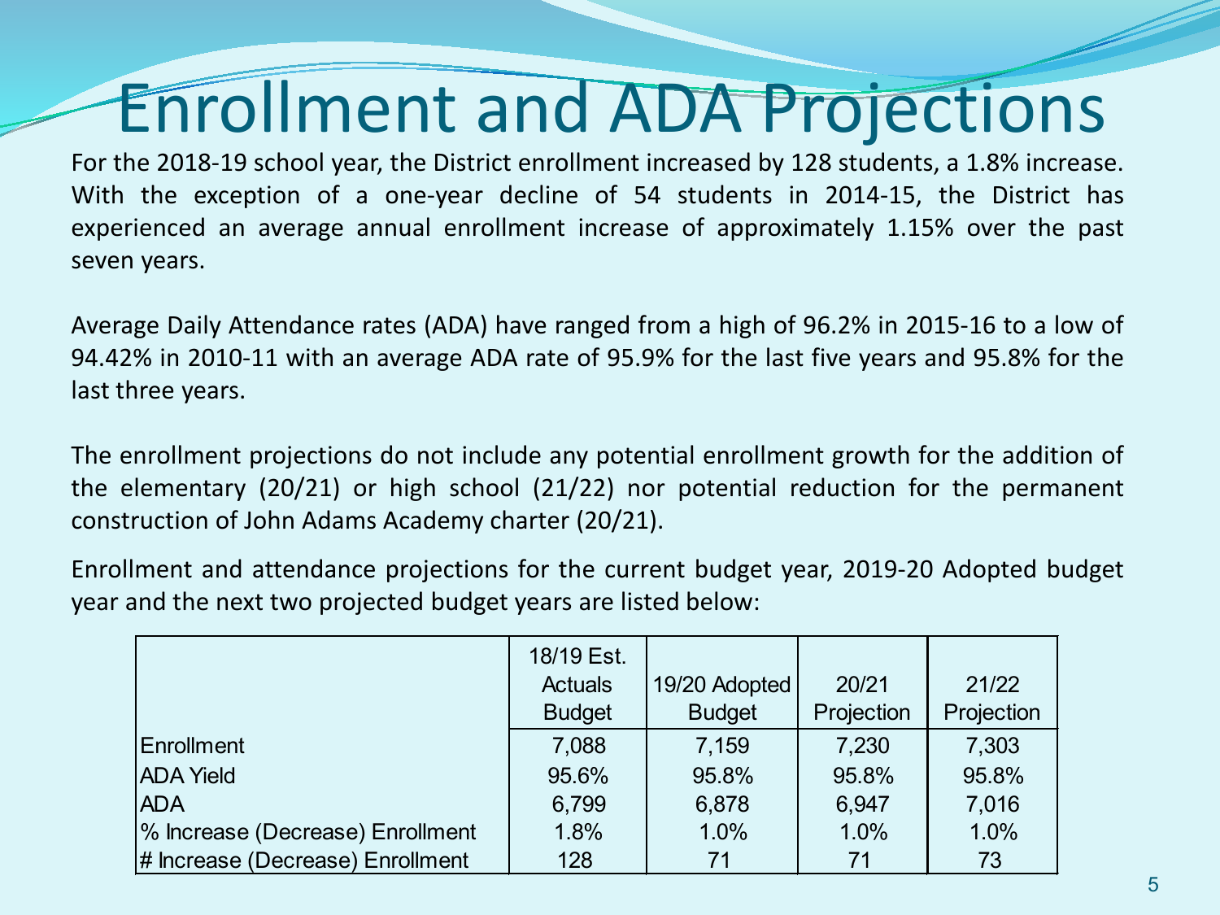# Enrollment and ADA Projections

For the 2018-19 school year, the District enrollment increased by 128 students, a 1.8% increase. With the exception of a one-year decline of 54 students in 2014-15, the District has experienced an average annual enrollment increase of approximately 1.15% over the past seven years.

Average Daily Attendance rates (ADA) have ranged from a high of 96.2% in 2015-16 to a low of 94.42% in 2010-11 with an average ADA rate of 95.9% for the last five years and 95.8% for the last three years.

The enrollment projections do not include any potential enrollment growth for the addition of the elementary (20/21) or high school (21/22) nor potential reduction for the permanent construction of John Adams Academy charter (20/21).

Enrollment and attendance projections for the current budget year, 2019-20 Adopted budget year and the next two projected budget years are listed below:

| | 18/19 Est. Actuals Budget | 19/20 Adopted Budget | 20/21 Projection | 21/22 Projection |
|---|---|---|---|---|
| Enrollment | 7,088 | 7,159 | 7,230 | 7,303 |
| ADA Yield | 95.6% | 95.8% | 95.8% | 95.8% |
| ADA | 6,799 | 6,878 | 6,947 | 7,016 |
| % Increase (Decrease) Enrollment | 1.8% | 1.0% | 1.0% | 1.0% |
| # Increase (Decrease) Enrollment | 128 | 71 | 71 | 73 |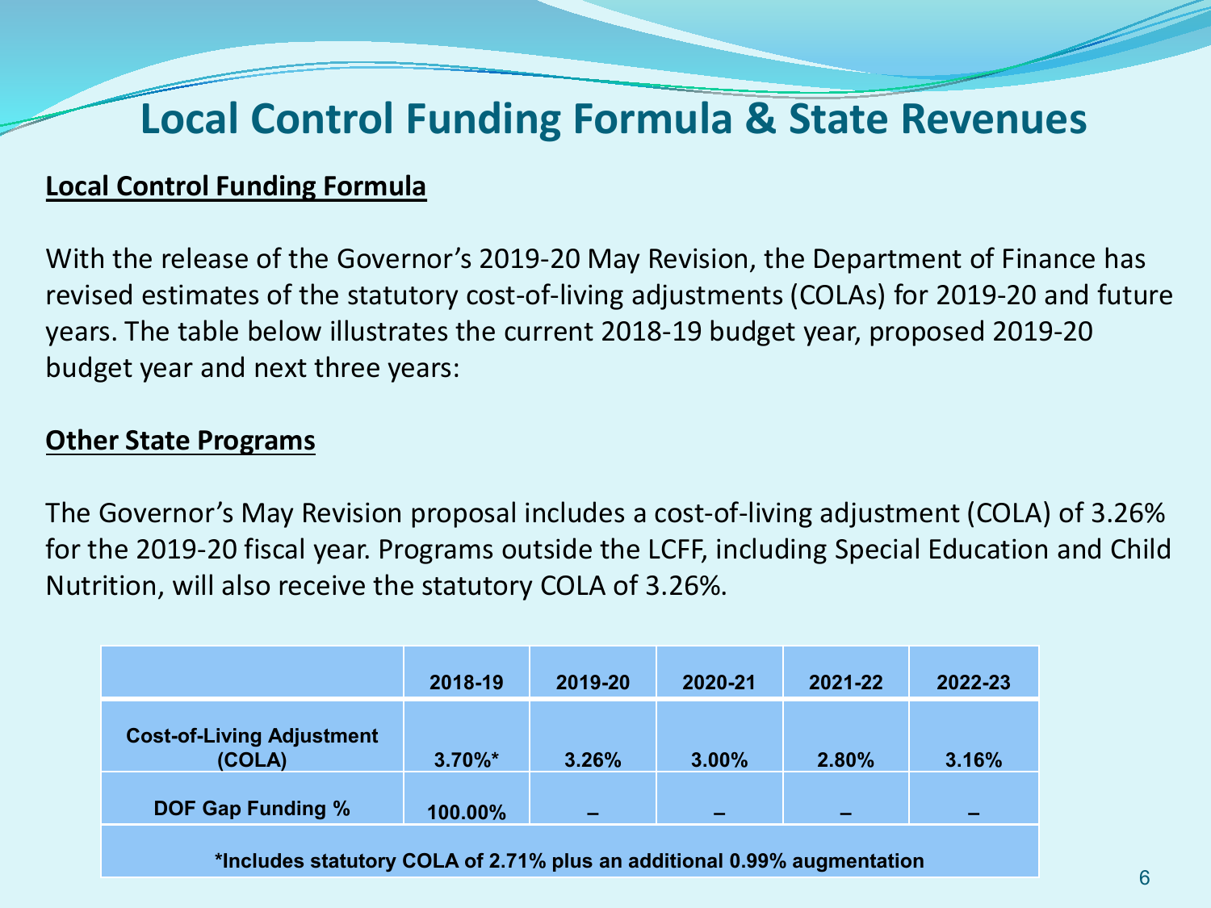# Local Control Funding Formula & State Revenues

**Local Control Funding Formula**

With the release of the Governor's 2019-20 May Revision, the Department of Finance has revised estimates of the statutory cost-of-living adjustments (COLAs) for 2019-20 and future years. The table below illustrates the current 2018-19 budget year, proposed 2019-20 budget year and next three years:

**Other State Programs**

The Governor's May Revision proposal includes a cost-of-living adjustment (COLA) of 3.26% for the 2019-20 fiscal year. Programs outside the LCFF, including Special Education and Child Nutrition, will also receive the statutory COLA of 3.26%.

| | 2018-19 | 2019-20 | 2020-21 | 2021-22 | 2022-23 |
|---|---|---|---|---|---|
| Cost-of-Living Adjustment (COLA) | 3.70%* | 3.26% | 3.00% | 2.80% | 3.16% |
| DOF Gap Funding % | 100.00% | – | – | – | – |

*Includes statutory COLA of 2.71% plus an additional 0.99% augmentation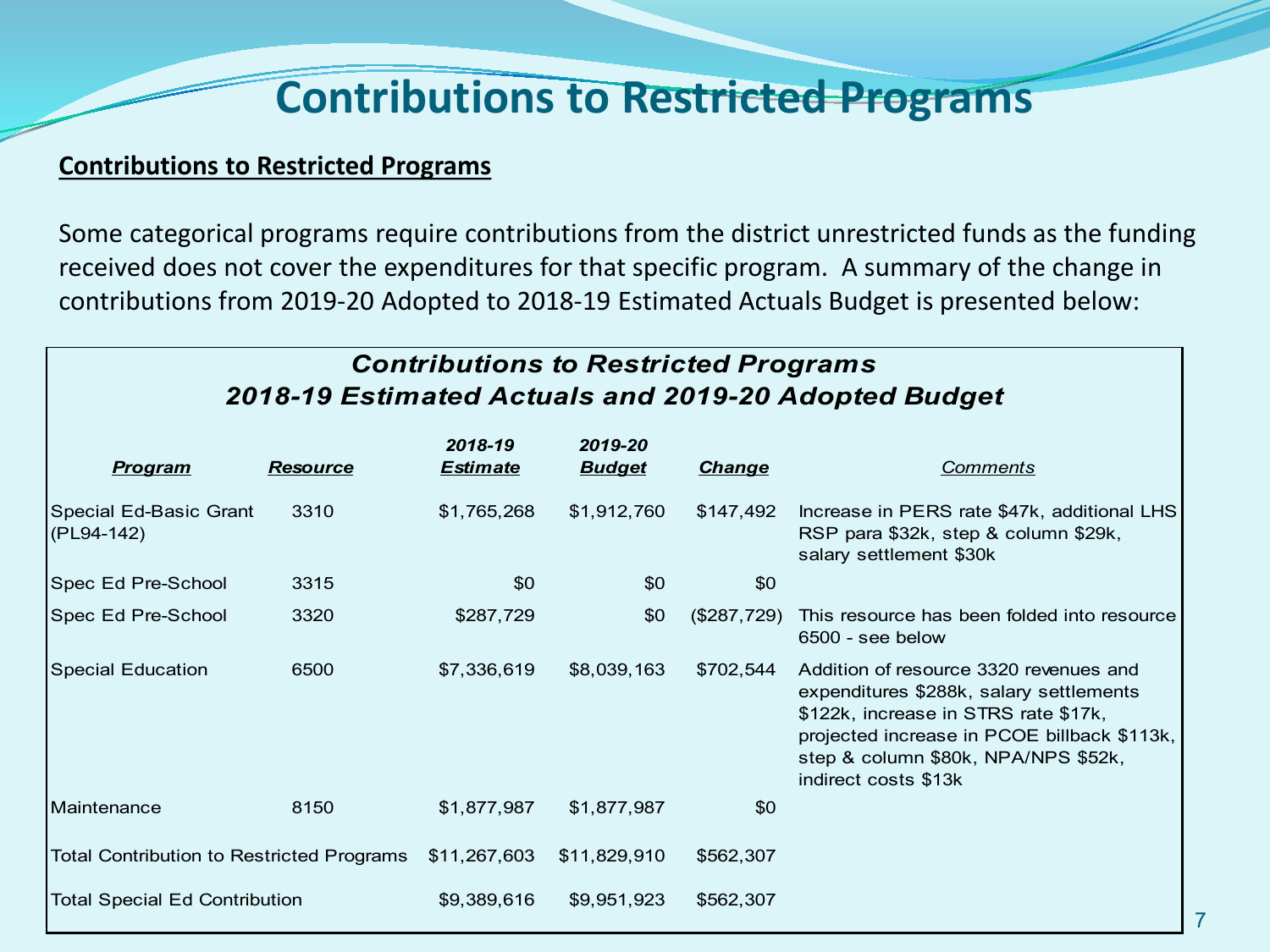# Contributions to Restricted Programs

**Contributions to Restricted Programs**

Some categorical programs require contributions from the district unrestricted funds as the funding received does not cover the expenditures for that specific program. A summary of the change in contributions from 2019-20 Adopted to 2018-19 Estimated Actuals Budget is presented below:

***Contributions to Restricted Programs***
***2018-19 Estimated Actuals and 2019-20 Adopted Budget***

| *Program* | *Resource* | *2018-19 Estimate* | *2019-20 Budget* | *Change* | *Comments* |
|---|---|---|---|---|---|
| Special Ed-Basic Grant (PL94-142) | 3310 | $1,765,268 | $1,912,760 | $147,492 | Increase in PERS rate $47k, additional LHS RSP para $32k, step & column $29k, salary settlement $30k |
| Spec Ed Pre-School | 3315 | $0 | $0 | $0 | |
| Spec Ed Pre-School | 3320 | $287,729 | $0 | ($287,729) | This resource has been folded into resource 6500 - see below |
| Special Education | 6500 | $7,336,619 | $8,039,163 | $702,544 | Addition of resource 3320 revenues and expenditures $288k, salary settlements $122k, increase in STRS rate $17k, projected increase in PCOE billback $113k, step & column $80k, NPA/NPS $52k, indirect costs $13k |
| Maintenance | 8150 | $1,877,987 | $1,877,987 | $0 | |
| Total Contribution to Restricted Programs | | $11,267,603 | $11,829,910 | $562,307 | |
| Total Special Ed Contribution | | $9,389,616 | $9,951,923 | $562,307 | |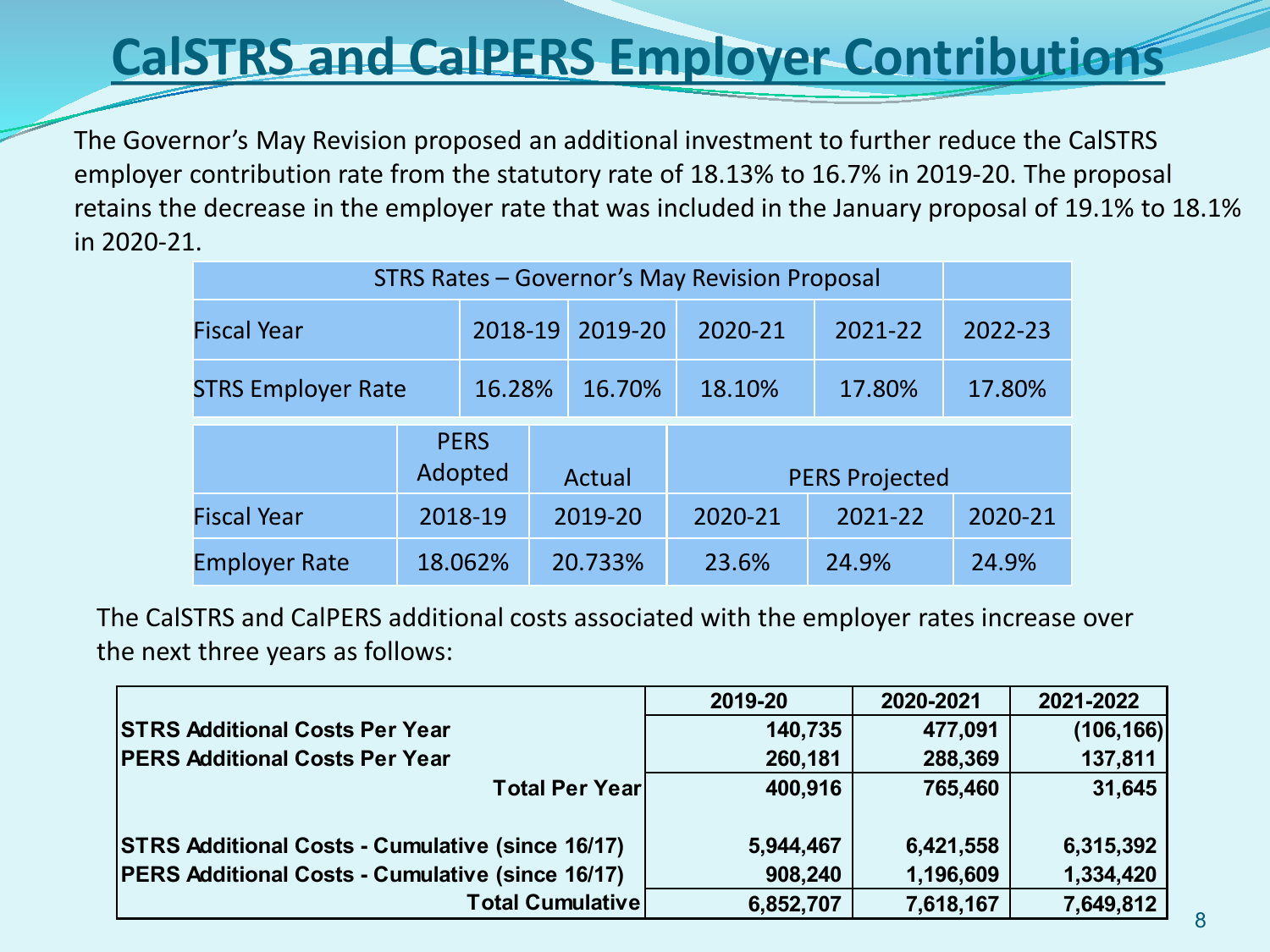# CalSTRS and CalPERS Employer Contributions

The Governor's May Revision proposed an additional investment to further reduce the CalSTRS employer contribution rate from the statutory rate of 18.13% to 16.7% in 2019-20. The proposal retains the decrease in the employer rate that was included in the January proposal of 19.1% to 18.1% in 2020-21.

| STRS Rates – Governor's May Revision Proposal | | | | | |
|---|---|---|---|---|---|
| Fiscal Year | 2018-19 | 2019-20 | 2020-21 | 2021-22 | 2022-23 |
| STRS Employer Rate | 16.28% | 16.70% | 18.10% | 17.80% | 17.80% |

| | PERS Adopted | Actual | PERS Projected | | |
|---|---|---|---|---|---|
| Fiscal Year | 2018-19 | 2019-20 | 2020-21 | 2021-22 | 2020-21 |
| Employer Rate | 18.062% | 20.733% | 23.6% | 24.9% | 24.9% |

The CalSTRS and CalPERS additional costs associated with the employer rates increase over the next three years as follows:

| | 2019-20 | 2020-2021 | 2021-2022 |
|---|---|---|---|
| **STRS Additional Costs Per Year** | 140,735 | 477,091 | (106,166) |
| **PERS Additional Costs Per Year** | 260,181 | 288,369 | 137,811 |
| **Total Per Year** | 400,916 | 765,460 | 31,645 |
| | | | |
| **STRS Additional Costs - Cumulative (since 16/17)** | 5,944,467 | 6,421,558 | 6,315,392 |
| **PERS Additional Costs - Cumulative (since 16/17)** | 908,240 | 1,196,609 | 1,334,420 |
| **Total Cumulative** | 6,852,707 | 7,618,167 | 7,649,812 |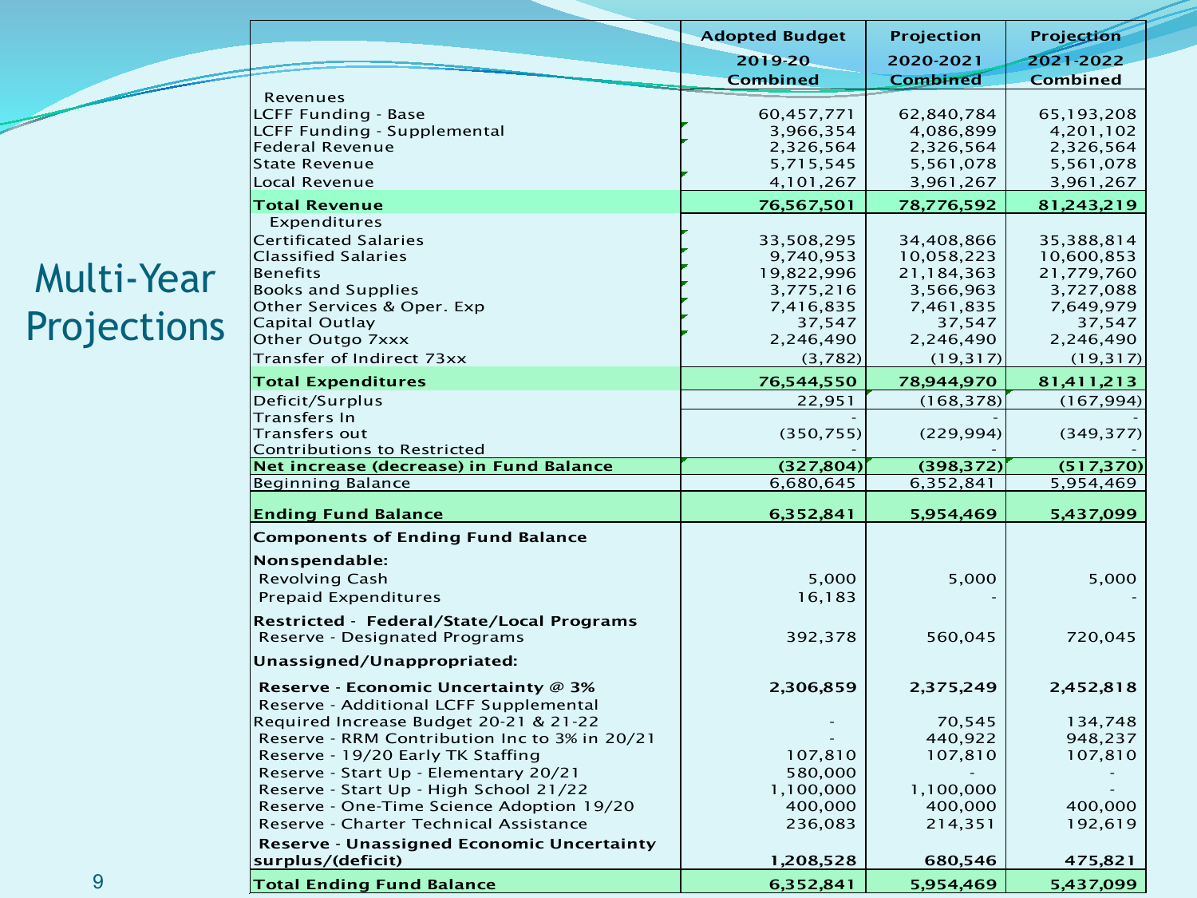# Multi-Year Projections

| | Adopted Budget 2019-20 Combined | Projection 2020-2021 Combined | Projection 2021-2022 Combined |
|---|---|---|---|
| Revenues | | | |
| LCFF Funding - Base | 60,457,771 | 62,840,784 | 65,193,208 |
| LCFF Funding - Supplemental | 3,966,354 | 4,086,899 | 4,201,102 |
| Federal Revenue | 2,326,564 | 2,326,564 | 2,326,564 |
| State Revenue | 5,715,545 | 5,561,078 | 5,561,078 |
| Local Revenue | 4,101,267 | 3,961,267 | 3,961,267 |
| **Total Revenue** | **76,567,501** | **78,776,592** | **81,243,219** |
| Expenditures | | | |
| Certificated Salaries | 33,508,295 | 34,408,866 | 35,388,814 |
| Classified Salaries | 9,740,953 | 10,058,223 | 10,600,853 |
| Benefits | 19,822,996 | 21,184,363 | 21,779,760 |
| Books and Supplies | 3,775,216 | 3,566,963 | 3,727,088 |
| Other Services & Oper. Exp | 7,416,835 | 7,461,835 | 7,649,979 |
| Capital Outlay | 37,547 | 37,547 | 37,547 |
| Other Outgo 7xxx | 2,246,490 | 2,246,490 | 2,246,490 |
| Transfer of Indirect 73xx | (3,782) | (19,317) | (19,317) |
| **Total Expenditures** | **76,544,550** | **78,944,970** | **81,411,213** |
| Deficit/Surplus | 22,951 | (168,378) | (167,994) |
| Transfers In | - | - | - |
| Transfers out | (350,755) | (229,994) | (349,377) |
| Contributions to Restricted | - | - | - |
| **Net increase (decrease) in Fund Balance** | **(327,804)** | **(398,372)** | **(517,370)** |
| Beginning Balance | 6,680,645 | 6,352,841 | 5,954,469 |
| **Ending Fund Balance** | **6,352,841** | **5,954,469** | **5,437,099** |
| **Components of Ending Fund Balance** | | | |
| **Nonspendable:** | | | |
| Revolving Cash | 5,000 | 5,000 | 5,000 |
| Prepaid Expenditures | 16,183 | - | - |
| **Restricted - Federal/State/Local Programs** | | | |
| Reserve - Designated Programs | 392,378 | 560,045 | 720,045 |
| **Unassigned/Unappropriated:** | | | |
| **Reserve - Economic Uncertainty @ 3%** | **2,306,859** | **2,375,249** | **2,452,818** |
| Reserve - Additional LCFF Supplemental Required Increase Budget 20-21 & 21-22 | - | 70,545 | 134,748 |
| Reserve - RRM Contribution Inc to 3% in 20/21 | - | 440,922 | 948,237 |
| Reserve - 19/20 Early TK Staffing | 107,810 | 107,810 | 107,810 |
| Reserve - Start Up - Elementary 20/21 | 580,000 | - | - |
| Reserve - Start Up - High School 21/22 | 1,100,000 | 1,100,000 | - |
| Reserve - One-Time Science Adoption 19/20 | 400,000 | 400,000 | 400,000 |
| Reserve - Charter Technical Assistance | 236,083 | 214,351 | 192,619 |
| **Reserve - Unassigned Economic Uncertainty surplus/(deficit)** | **1,208,528** | **680,546** | **475,821** |
| **Total Ending Fund Balance** | **6,352,841** | **5,954,469** | **5,437,099** |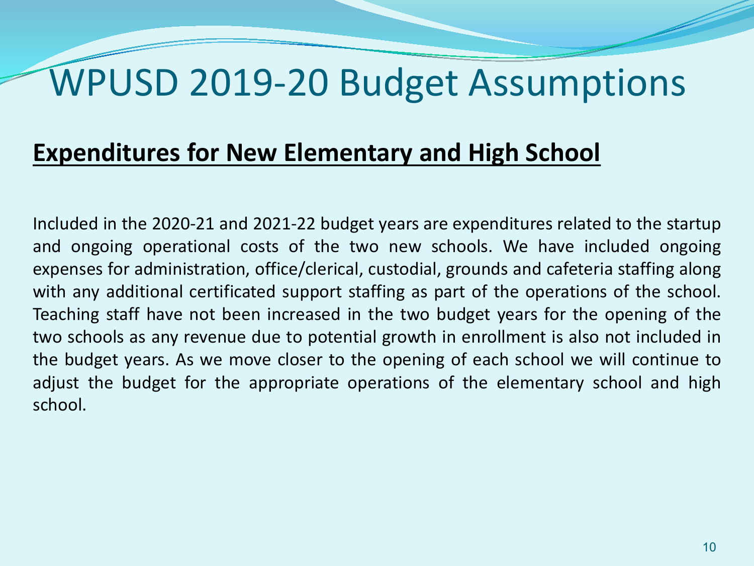# WPUSD 2019-20 Budget Assumptions

## Expenditures for New Elementary and High School

Included in the 2020-21 and 2021-22 budget years are expenditures related to the startup and ongoing operational costs of the two new schools. We have included ongoing expenses for administration, office/clerical, custodial, grounds and cafeteria staffing along with any additional certificated support staffing as part of the operations of the school. Teaching staff have not been increased in the two budget years for the opening of the two schools as any revenue due to potential growth in enrollment is also not included in the budget years. As we move closer to the opening of each school we will continue to adjust the budget for the appropriate operations of the elementary school and high school.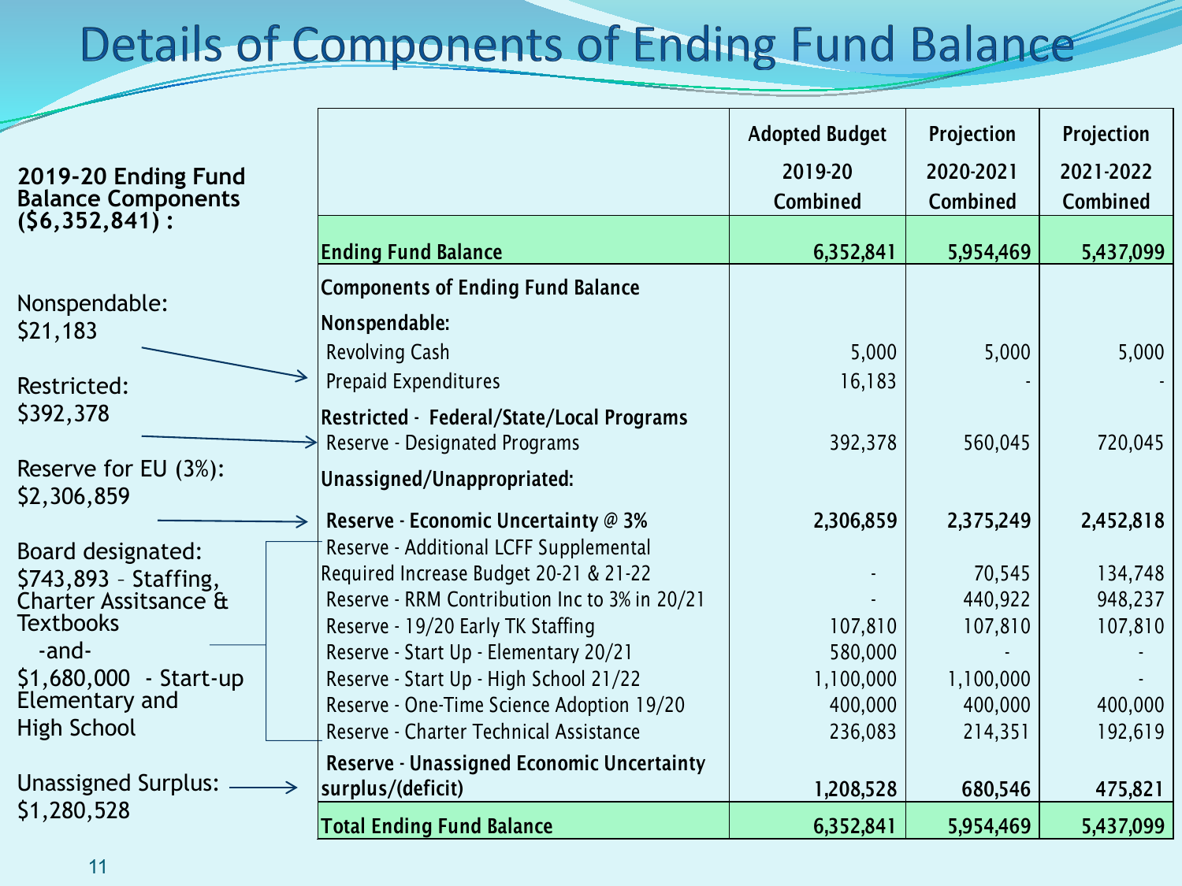# Details of Components of Ending Fund Balance

**2019-20 Ending Fund Balance Components ($6,352,841) :**

Nonspendable: $21,183

Restricted: $392,378

Reserve for EU (3%): $2,306,859

Board designated: $743,893 – Staffing, Charter Assitsance & Textbooks -and- $1,680,000 - Start-up Elementary and High School

Unassigned Surplus: $1,280,528

| | Adopted Budget 2019-20 Combined | Projection 2020-2021 Combined | Projection 2021-2022 Combined |
|---|---|---|---|
| **Ending Fund Balance** | **6,352,841** | **5,954,469** | **5,437,099** |
| **Components of Ending Fund Balance** | | | |
| **Nonspendable:** | | | |
| Revolving Cash | 5,000 | 5,000 | 5,000 |
| Prepaid Expenditures | 16,183 | - | - |
| **Restricted - Federal/State/Local Programs** | | | |
| Reserve - Designated Programs | 392,378 | 560,045 | 720,045 |
| **Unassigned/Unappropriated:** | | | |
| **Reserve - Economic Uncertainty @ 3%** | **2,306,859** | **2,375,249** | **2,452,818** |
| Reserve - Additional LCFF Supplemental Required Increase Budget 20-21 & 21-22 | - | 70,545 | 134,748 |
| Reserve - RRM Contribution Inc to 3% in 20/21 | - | 440,922 | 948,237 |
| Reserve - 19/20 Early TK Staffing | 107,810 | 107,810 | 107,810 |
| Reserve - Start Up - Elementary 20/21 | 580,000 | - | - |
| Reserve - Start Up - High School 21/22 | 1,100,000 | 1,100,000 | - |
| Reserve - One-Time Science Adoption 19/20 | 400,000 | 400,000 | 400,000 |
| Reserve - Charter Technical Assistance | 236,083 | 214,351 | 192,619 |
| **Reserve - Unassigned Economic Uncertainty surplus/(deficit)** | **1,208,528** | **680,546** | **475,821** |
| **Total Ending Fund Balance** | **6,352,841** | **5,954,469** | **5,437,099** |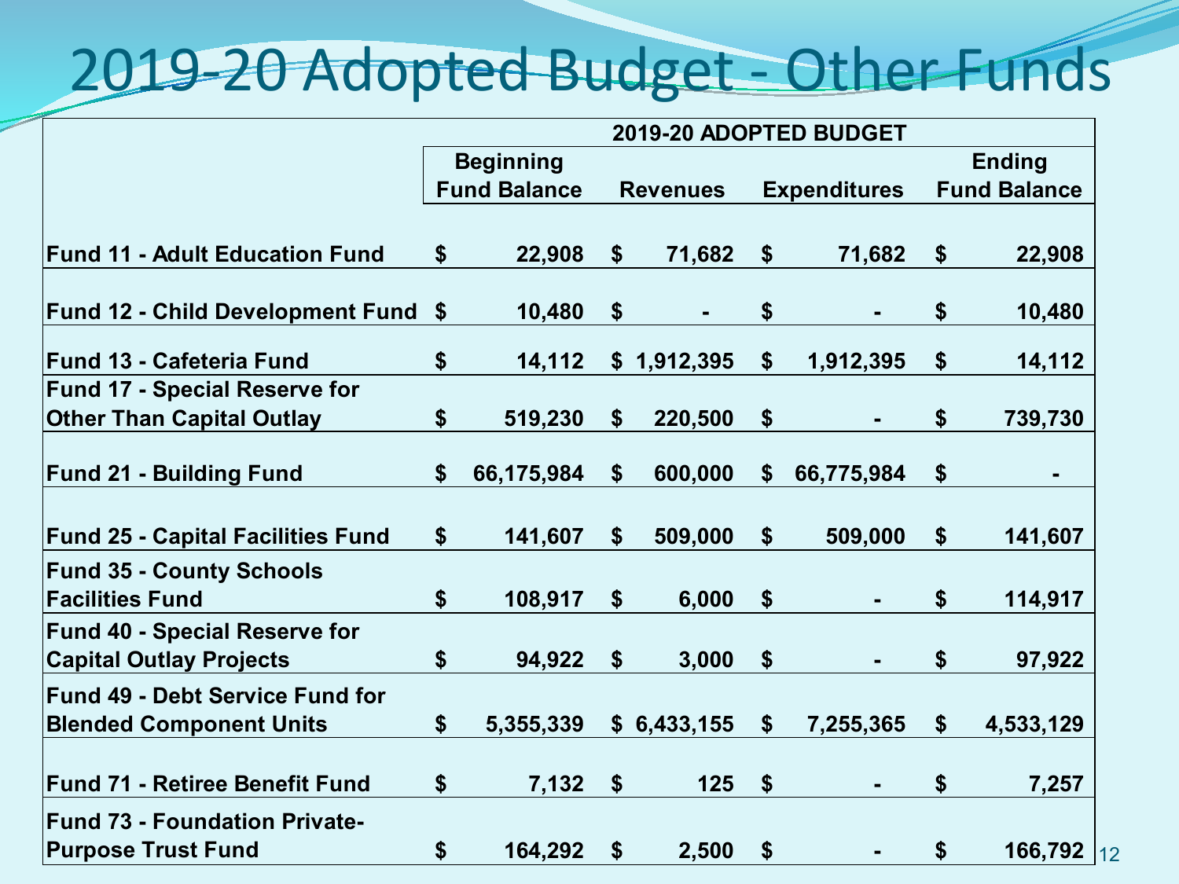# 2019-20 Adopted Budget - Other Funds

| | 2019-20 ADOPTED BUDGET | | | |
|---|---|---|---|---|
| | Beginning Fund Balance | Revenues | Expenditures | Ending Fund Balance |
| **Fund 11 - Adult Education Fund** | $ 22,908 | $ 71,682 | $ 71,682 | $ 22,908 |
| **Fund 12 - Child Development Fund** | $ 10,480 | $ - | $ - | $ 10,480 |
| **Fund 13 - Cafeteria Fund** | $ 14,112 | $ 1,912,395 | $ 1,912,395 | $ 14,112 |
| **Fund 17 - Special Reserve for Other Than Capital Outlay** | $ 519,230 | $ 220,500 | $ - | $ 739,730 |
| **Fund 21 - Building Fund** | $ 66,175,984 | $ 600,000 | $ 66,775,984 | $ - |
| **Fund 25 - Capital Facilities Fund** | $ 141,607 | $ 509,000 | $ 509,000 | $ 141,607 |
| **Fund 35 - County Schools Facilities Fund** | $ 108,917 | $ 6,000 | $ - | $ 114,917 |
| **Fund 40 - Special Reserve for Capital Outlay Projects** | $ 94,922 | $ 3,000 | $ - | $ 97,922 |
| **Fund 49 - Debt Service Fund for Blended Component Units** | $ 5,355,339 | $ 6,433,155 | $ 7,255,365 | $ 4,533,129 |
| **Fund 71 - Retiree Benefit Fund** | $ 7,132 | $ 125 | $ - | $ 7,257 |
| **Fund 73 - Foundation Private-Purpose Trust Fund** | $ 164,292 | $ 2,500 | $ - | $ 166,792 |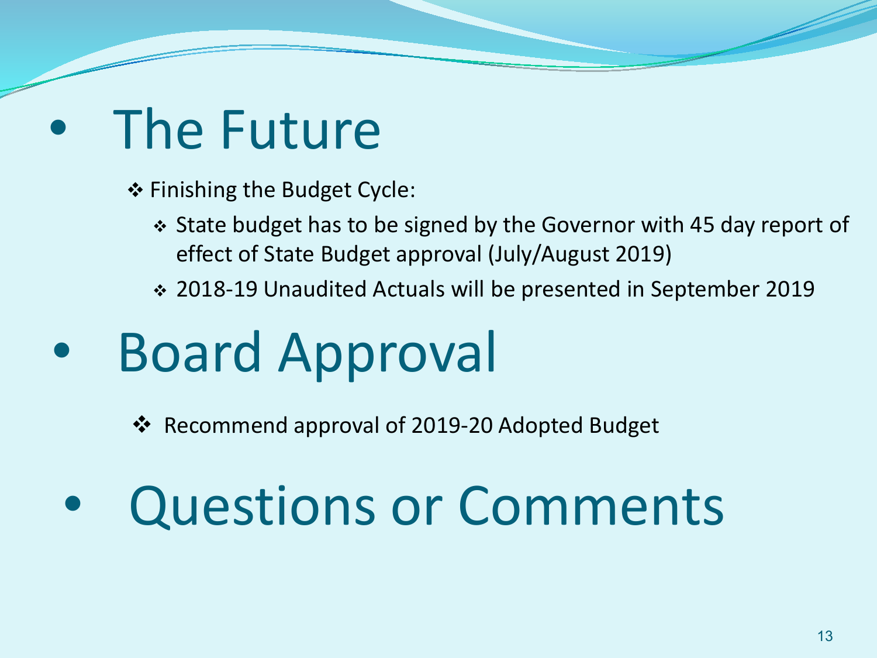- # The Future

  - Finishing the Budget Cycle:
    - State budget has to be signed by the Governor with 45 day report of effect of State Budget approval (July/August 2019)
    - 2018-19 Unaudited Actuals will be presented in September 2019

- # Board Approval

  - Recommend approval of 2019-20 Adopted Budget

- # Questions or Comments